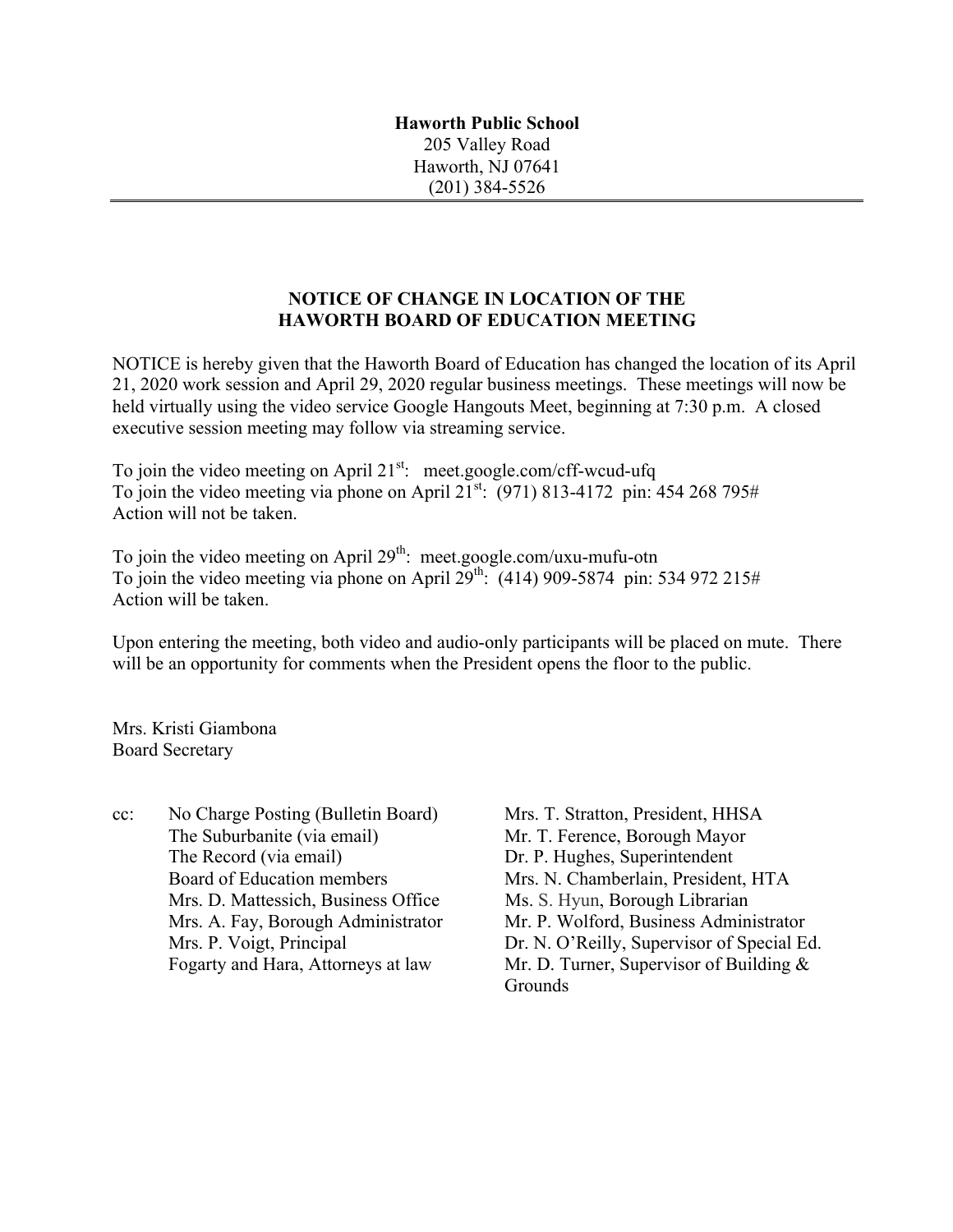**Haworth Public School**
205 Valley Road
Haworth, NJ 07641
(201) 384-5526

---

## NOTICE OF CHANGE IN LOCATION OF THE HAWORTH BOARD OF EDUCATION MEETING

NOTICE is hereby given that the Haworth Board of Education has changed the location of its April 21, 2020 work session and April 29, 2020 regular business meetings. These meetings will now be held virtually using the video service Google Hangouts Meet, beginning at 7:30 p.m. A closed executive session meeting may follow via streaming service.

To join the video meeting on April 21st: meet.google.com/cff-wcud-ufq
To join the video meeting via phone on April 21st: (971) 813-4172 pin: 454 268 795#
Action will not be taken.

To join the video meeting on April 29th: meet.google.com/uxu-mufu-otn
To join the video meeting via phone on April 29th: (414) 909-5874 pin: 534 972 215#
Action will be taken.

Upon entering the meeting, both video and audio-only participants will be placed on mute. There will be an opportunity for comments when the President opens the floor to the public.

Mrs. Kristi Giambona
Board Secretary

cc:
- No Charge Posting (Bulletin Board)
- The Suburbanite (via email)
- The Record (via email)
- Board of Education members
- Mrs. D. Mattessich, Business Office
- Mrs. A. Fay, Borough Administrator
- Mrs. P. Voigt, Principal
- Fogarty and Hara, Attorneys at law
- Mrs. T. Stratton, President, HHSA
- Mr. T. Ference, Borough Mayor
- Dr. P. Hughes, Superintendent
- Mrs. N. Chamberlain, President, HTA
- Ms. S. Hyun, Borough Librarian
- Mr. P. Wolford, Business Administrator
- Dr. N. O'Reilly, Supervisor of Special Ed.
- Mr. D. Turner, Supervisor of Building & Grounds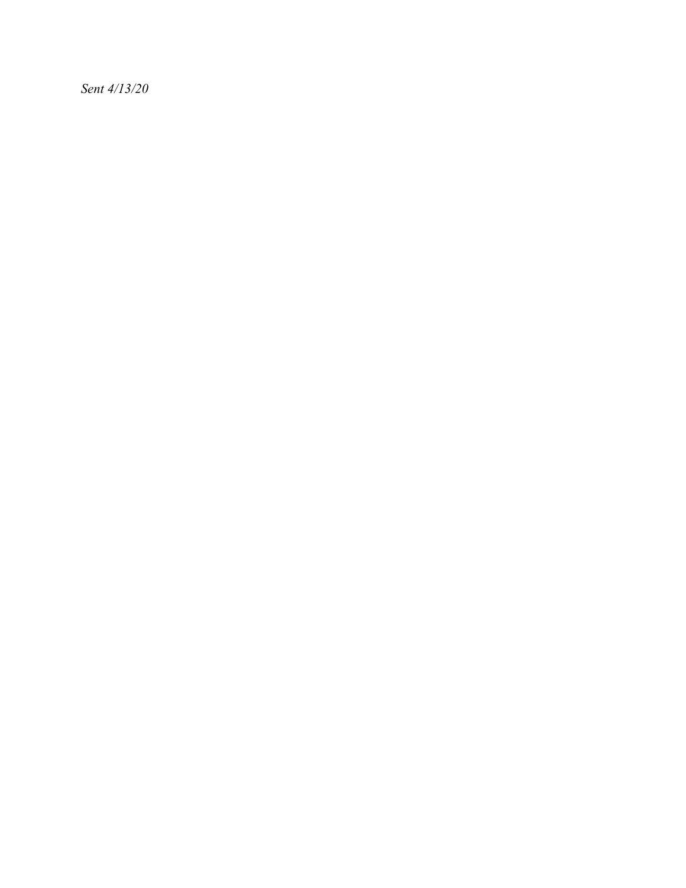*Sent 4/13/20*